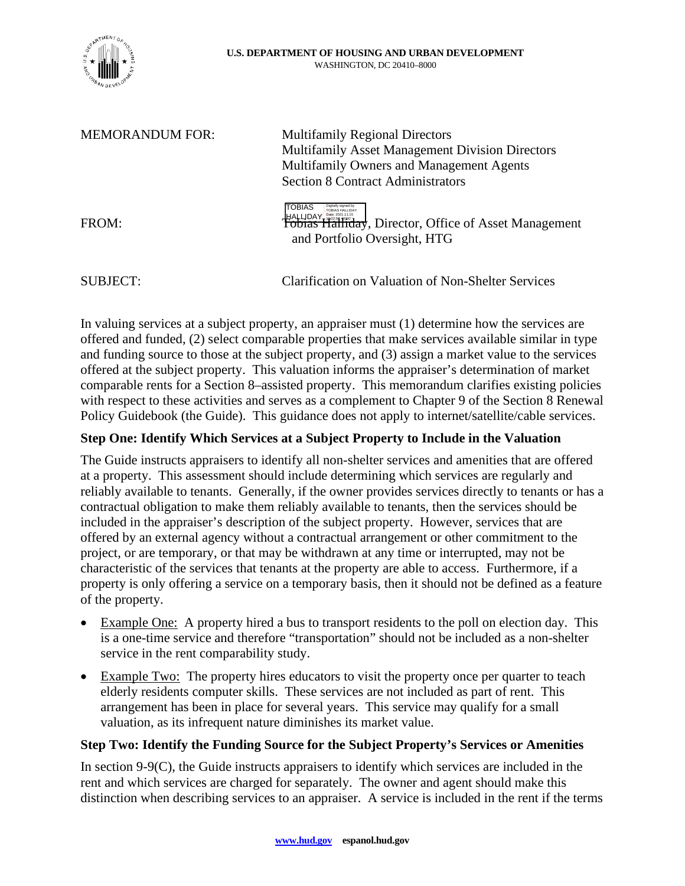**U.S. DEPARTMENT OF HOUSING AND URBAN DEVELOPMENT**
WASHINGTON, DC 20410–8000

MEMORANDUM FOR: Multifamily Regional Directors
Multifamily Asset Management Division Directors
Multifamily Owners and Management Agents
Section 8 Contract Administrators

FROM: Tobias Halliday, Director, Office of Asset Management and Portfolio Oversight, HTG

SUBJECT: Clarification on Valuation of Non-Shelter Services

In valuing services at a subject property, an appraiser must (1) determine how the services are offered and funded, (2) select comparable properties that make services available similar in type and funding source to those at the subject property, and (3) assign a market value to the services offered at the subject property. This valuation informs the appraiser's determination of market comparable rents for a Section 8–assisted property. This memorandum clarifies existing policies with respect to these activities and serves as a complement to Chapter 9 of the Section 8 Renewal Policy Guidebook (the Guide). This guidance does not apply to internet/satellite/cable services.

**Step One: Identify Which Services at a Subject Property to Include in the Valuation**

The Guide instructs appraisers to identify all non-shelter services and amenities that are offered at a property. This assessment should include determining which services are regularly and reliably available to tenants. Generally, if the owner provides services directly to tenants or has a contractual obligation to make them reliably available to tenants, then the services should be included in the appraiser's description of the subject property. However, services that are offered by an external agency without a contractual arrangement or other commitment to the project, or are temporary, or that may be withdrawn at any time or interrupted, may not be characteristic of the services that tenants at the property are able to access. Furthermore, if a property is only offering a service on a temporary basis, then it should not be defined as a feature of the property.

- Example One: A property hired a bus to transport residents to the poll on election day. This is a one-time service and therefore "transportation" should not be included as a non-shelter service in the rent comparability study.
- Example Two: The property hires educators to visit the property once per quarter to teach elderly residents computer skills. These services are not included as part of rent. This arrangement has been in place for several years. This service may qualify for a small valuation, as its infrequent nature diminishes its market value.

**Step Two: Identify the Funding Source for the Subject Property's Services or Amenities**

In section 9-9(C), the Guide instructs appraisers to identify which services are included in the rent and which services are charged for separately. The owner and agent should make this distinction when describing services to an appraiser. A service is included in the rent if the terms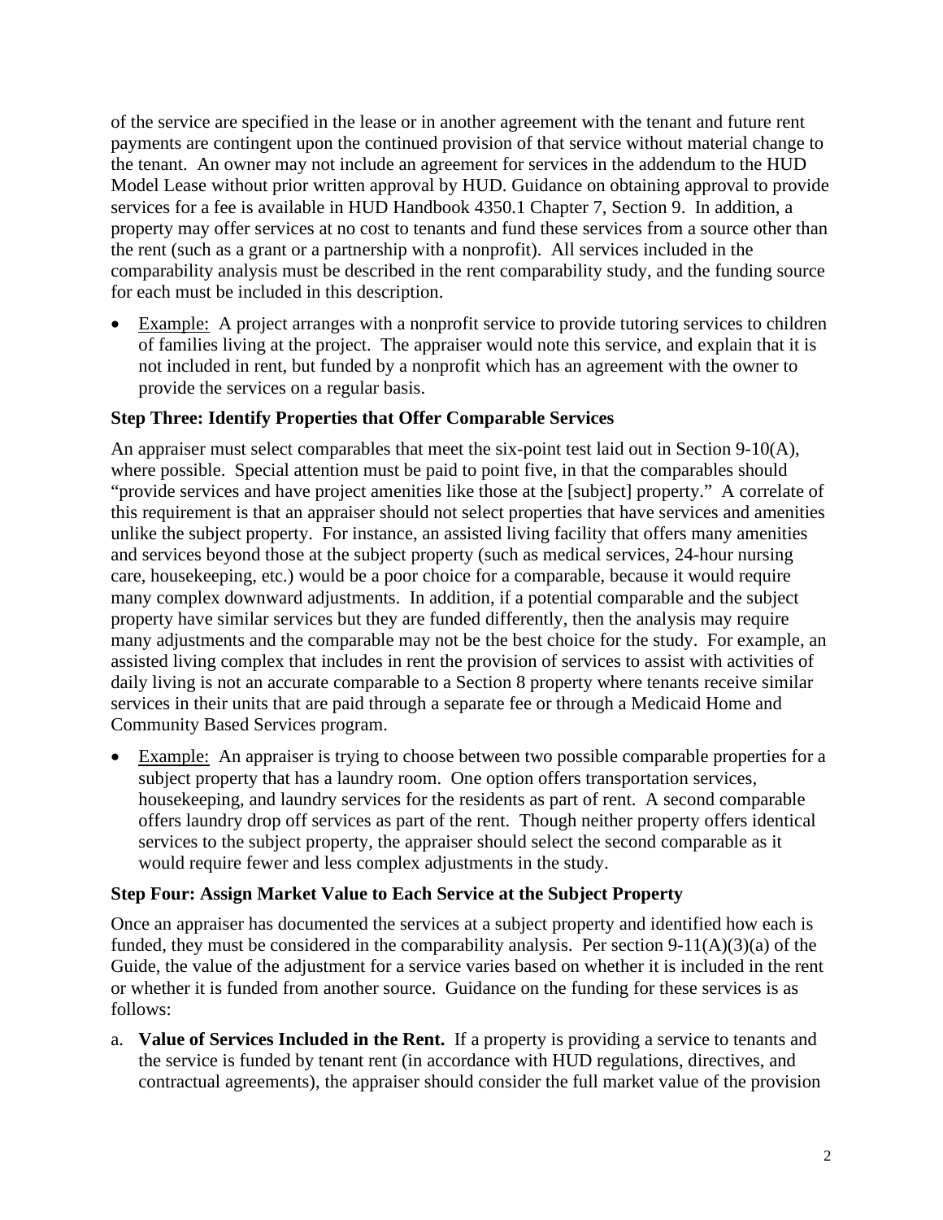of the service are specified in the lease or in another agreement with the tenant and future rent payments are contingent upon the continued provision of that service without material change to the tenant. An owner may not include an agreement for services in the addendum to the HUD Model Lease without prior written approval by HUD. Guidance on obtaining approval to provide services for a fee is available in HUD Handbook 4350.1 Chapter 7, Section 9. In addition, a property may offer services at no cost to tenants and fund these services from a source other than the rent (such as a grant or a partnership with a nonprofit). All services included in the comparability analysis must be described in the rent comparability study, and the funding source for each must be included in this description.

- Example: A project arranges with a nonprofit service to provide tutoring services to children of families living at the project. The appraiser would note this service, and explain that it is not included in rent, but funded by a nonprofit which has an agreement with the owner to provide the services on a regular basis.

**Step Three: Identify Properties that Offer Comparable Services**

An appraiser must select comparables that meet the six-point test laid out in Section 9-10(A), where possible. Special attention must be paid to point five, in that the comparables should "provide services and have project amenities like those at the [subject] property." A correlate of this requirement is that an appraiser should not select properties that have services and amenities unlike the subject property. For instance, an assisted living facility that offers many amenities and services beyond those at the subject property (such as medical services, 24-hour nursing care, housekeeping, etc.) would be a poor choice for a comparable, because it would require many complex downward adjustments. In addition, if a potential comparable and the subject property have similar services but they are funded differently, then the analysis may require many adjustments and the comparable may not be the best choice for the study. For example, an assisted living complex that includes in rent the provision of services to assist with activities of daily living is not an accurate comparable to a Section 8 property where tenants receive similar services in their units that are paid through a separate fee or through a Medicaid Home and Community Based Services program.

- Example: An appraiser is trying to choose between two possible comparable properties for a subject property that has a laundry room. One option offers transportation services, housekeeping, and laundry services for the residents as part of rent. A second comparable offers laundry drop off services as part of the rent. Though neither property offers identical services to the subject property, the appraiser should select the second comparable as it would require fewer and less complex adjustments in the study.

**Step Four: Assign Market Value to Each Service at the Subject Property**

Once an appraiser has documented the services at a subject property and identified how each is funded, they must be considered in the comparability analysis. Per section 9-11(A)(3)(a) of the Guide, the value of the adjustment for a service varies based on whether it is included in the rent or whether it is funded from another source. Guidance on the funding for these services is as follows:

a. **Value of Services Included in the Rent.** If a property is providing a service to tenants and the service is funded by tenant rent (in accordance with HUD regulations, directives, and contractual agreements), the appraiser should consider the full market value of the provision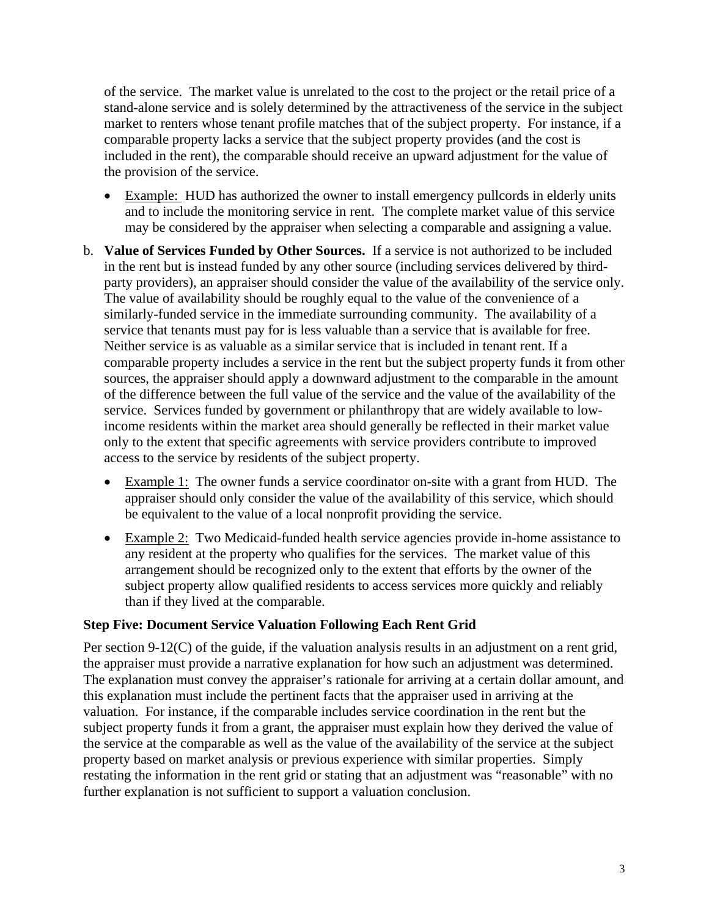of the service. The market value is unrelated to the cost to the project or the retail price of a stand-alone service and is solely determined by the attractiveness of the service in the subject market to renters whose tenant profile matches that of the subject property. For instance, if a comparable property lacks a service that the subject property provides (and the cost is included in the rent), the comparable should receive an upward adjustment for the value of the provision of the service.

- Example: HUD has authorized the owner to install emergency pullcords in elderly units and to include the monitoring service in rent. The complete market value of this service may be considered by the appraiser when selecting a comparable and assigning a value.

b. **Value of Services Funded by Other Sources.** If a service is not authorized to be included in the rent but is instead funded by any other source (including services delivered by third-party providers), an appraiser should consider the value of the availability of the service only. The value of availability should be roughly equal to the value of the convenience of a similarly-funded service in the immediate surrounding community. The availability of a service that tenants must pay for is less valuable than a service that is available for free. Neither service is as valuable as a similar service that is included in tenant rent. If a comparable property includes a service in the rent but the subject property funds it from other sources, the appraiser should apply a downward adjustment to the comparable in the amount of the difference between the full value of the service and the value of the availability of the service. Services funded by government or philanthropy that are widely available to low-income residents within the market area should generally be reflected in their market value only to the extent that specific agreements with service providers contribute to improved access to the service by residents of the subject property.

- Example 1: The owner funds a service coordinator on-site with a grant from HUD. The appraiser should only consider the value of the availability of this service, which should be equivalent to the value of a local nonprofit providing the service.
- Example 2: Two Medicaid-funded health service agencies provide in-home assistance to any resident at the property who qualifies for the services. The market value of this arrangement should be recognized only to the extent that efforts by the owner of the subject property allow qualified residents to access services more quickly and reliably than if they lived at the comparable.

**Step Five: Document Service Valuation Following Each Rent Grid**

Per section 9-12(C) of the guide, if the valuation analysis results in an adjustment on a rent grid, the appraiser must provide a narrative explanation for how such an adjustment was determined. The explanation must convey the appraiser's rationale for arriving at a certain dollar amount, and this explanation must include the pertinent facts that the appraiser used in arriving at the valuation. For instance, if the comparable includes service coordination in the rent but the subject property funds it from a grant, the appraiser must explain how they derived the value of the service at the comparable as well as the value of the availability of the service at the subject property based on market analysis or previous experience with similar properties. Simply restating the information in the rent grid or stating that an adjustment was "reasonable" with no further explanation is not sufficient to support a valuation conclusion.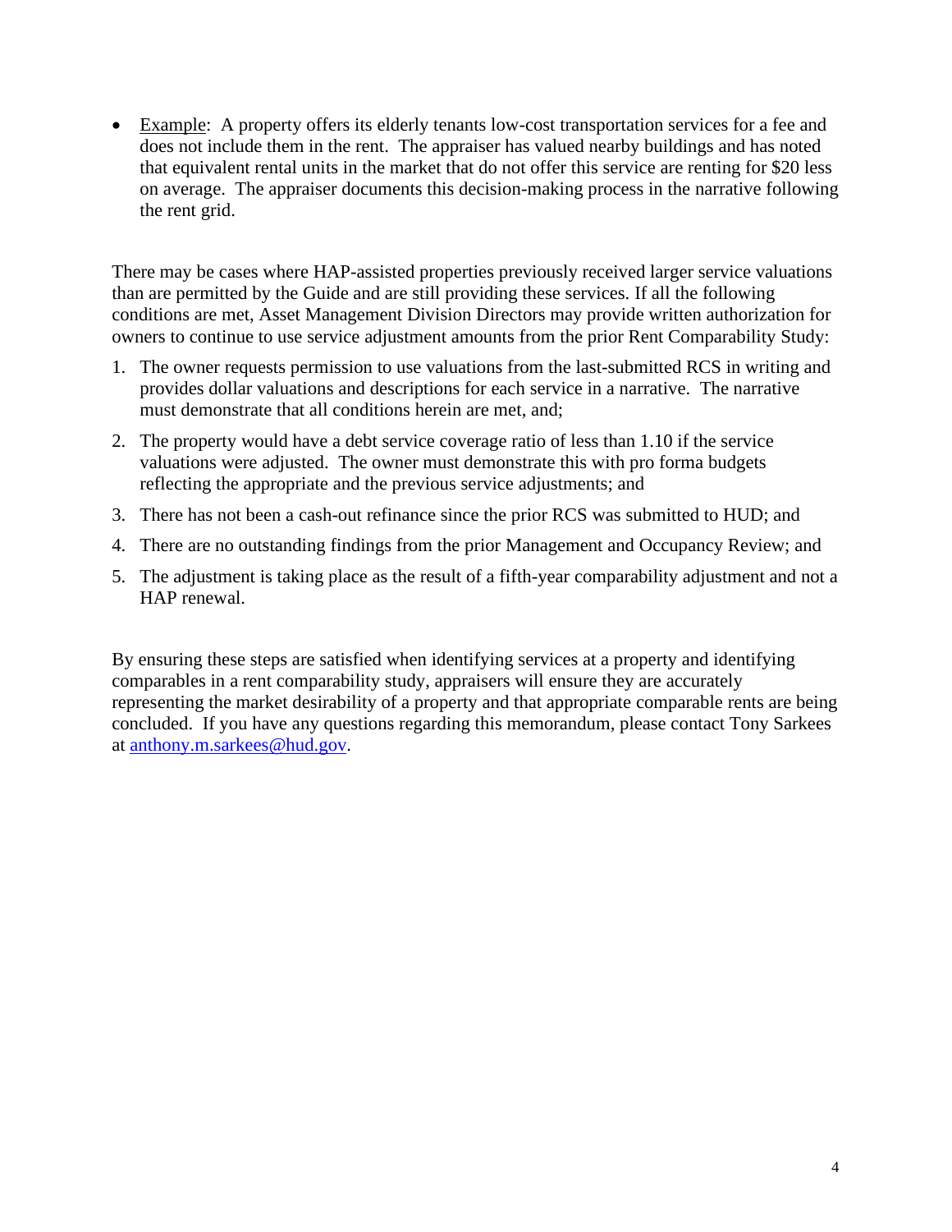- <u>Example</u>: A property offers its elderly tenants low-cost transportation services for a fee and does not include them in the rent. The appraiser has valued nearby buildings and has noted that equivalent rental units in the market that do not offer this service are renting for $20 less on average. The appraiser documents this decision-making process in the narrative following the rent grid.

There may be cases where HAP-assisted properties previously received larger service valuations than are permitted by the Guide and are still providing these services. If all the following conditions are met, Asset Management Division Directors may provide written authorization for owners to continue to use service adjustment amounts from the prior Rent Comparability Study:

1. The owner requests permission to use valuations from the last-submitted RCS in writing and provides dollar valuations and descriptions for each service in a narrative. The narrative must demonstrate that all conditions herein are met, and;
2. The property would have a debt service coverage ratio of less than 1.10 if the service valuations were adjusted. The owner must demonstrate this with pro forma budgets reflecting the appropriate and the previous service adjustments; and
3. There has not been a cash-out refinance since the prior RCS was submitted to HUD; and
4. There are no outstanding findings from the prior Management and Occupancy Review; and
5. The adjustment is taking place as the result of a fifth-year comparability adjustment and not a HAP renewal.

By ensuring these steps are satisfied when identifying services at a property and identifying comparables in a rent comparability study, appraisers will ensure they are accurately representing the market desirability of a property and that appropriate comparable rents are being concluded. If you have any questions regarding this memorandum, please contact Tony Sarkees at anthony.m.sarkees@hud.gov.